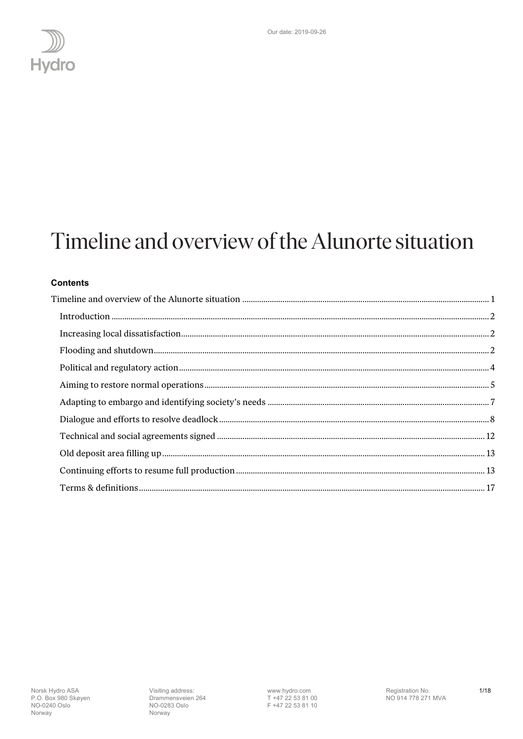Our date: 2019-09-26

# Timeline and overview of the Alunorte situation

**Contents**

Timeline and overview of the Alunorte situation ..... 1

- Introduction ..... 2
- Increasing local dissatisfaction ..... 2
- Flooding and shutdown ..... 2
- Political and regulatory action ..... 4
- Aiming to restore normal operations ..... 5
- Adapting to embargo and identifying society's needs ..... 7
- Dialogue and efforts to resolve deadlock ..... 8
- Technical and social agreements signed ..... 12
- Old deposit area filling up ..... 13
- Continuing efforts to resume full production ..... 13
- Terms & definitions ..... 17

Norsk Hydro ASA
P.O. Box 980 Skøyen
NO-0240 Oslo
Norway

Visiting address:
Drammensveien 264
NO-0283 Oslo
Norway

www.hydro.com
T +47 22 53 81 00
F +47 22 53 81 10

Registration No.
NO 914 778 271 MVA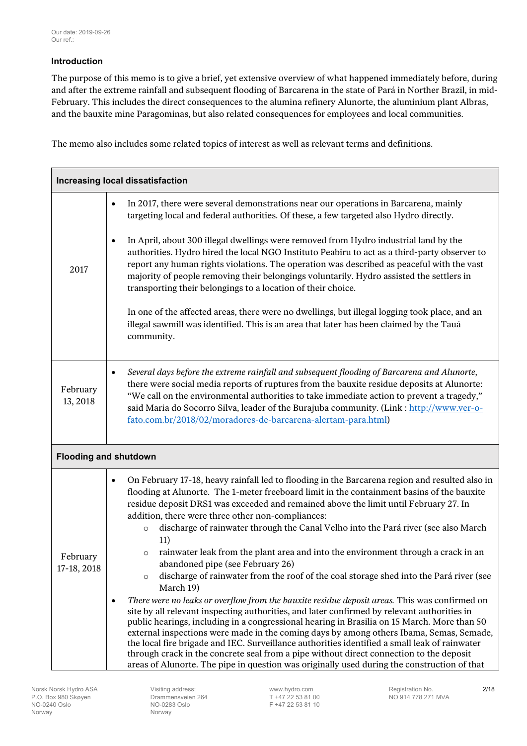Our date: 2019-09-26
Our ref.:

### Introduction

The purpose of this memo is to give a brief, yet extensive overview of what happened immediately before, during and after the extreme rainfall and subsequent flooding of Barcarena in the state of Pará in Norther Brazil, in mid-February. This includes the direct consequences to the alumina refinery Alunorte, the aluminium plant Albras, and the bauxite mine Paragominas, but also related consequences for employees and local communities.

The memo also includes some related topics of interest as well as relevant terms and definitions.

| **Increasing local dissatisfaction** | |
|---|---|
| 2017 | • In 2017, there were several demonstrations near our operations in Barcarena, mainly targeting local and federal authorities. Of these, a few targeted also Hydro directly.<br><br>• In April, about 300 illegal dwellings were removed from Hydro industrial land by the authorities. Hydro hired the local NGO Instituto Peabiru to act as a third-party observer to report any human rights violations. The operation was described as peaceful with the vast majority of people removing their belongings voluntarily. Hydro assisted the settlers in transporting their belongings to a location of their choice.<br><br>In one of the affected areas, there were no dwellings, but illegal logging took place, and an illegal sawmill was identified. This is an area that later has been claimed by the Tauá community. |
| February 13, 2018 | • *Several days before the extreme rainfall and subsequent flooding of Barcarena and Alunorte,* there were social media reports of ruptures from the bauxite residue deposits at Alunorte: "We call on the environmental authorities to take immediate action to prevent a tragedy," said Maria do Socorro Silva, leader of the Burajuba community. (Link : [http://www.ver-o-fato.com.br/2018/02/moradores-de-barcarena-alertam-para.html](http://www.ver-o-fato.com.br/2018/02/moradores-de-barcarena-alertam-para.html)) |
| **Flooding and shutdown** | |
| February 17-18, 2018 | • On February 17-18, heavy rainfall led to flooding in the Barcarena region and resulted also in flooding at Alunorte. The 1-meter freeboard limit in the containment basins of the bauxite residue deposit DRS1 was exceeded and remained above the limit until February 27. In addition, there were three other non-compliances:<br>&nbsp;&nbsp;○ discharge of rainwater through the Canal Velho into the Pará river (see also March 11)<br>&nbsp;&nbsp;○ rainwater leak from the plant area and into the environment through a crack in an abandoned pipe (see February 26)<br>&nbsp;&nbsp;○ discharge of rainwater from the roof of the coal storage shed into the Pará river (see March 19)<br>• *There were no leaks or overflow from the bauxite residue deposit areas.* This was confirmed on site by all relevant inspecting authorities, and later confirmed by relevant authorities in public hearings, including in a congressional hearing in Brasilia on 15 March. More than 50 external inspections were made in the coming days by among others Ibama, Semas, Semade, the local fire brigade and IEC. Surveillance authorities identified a small leak of rainwater through crack in the concrete seal from a pipe without direct connection to the deposit areas of Alunorte. The pipe in question was originally used during the construction of that |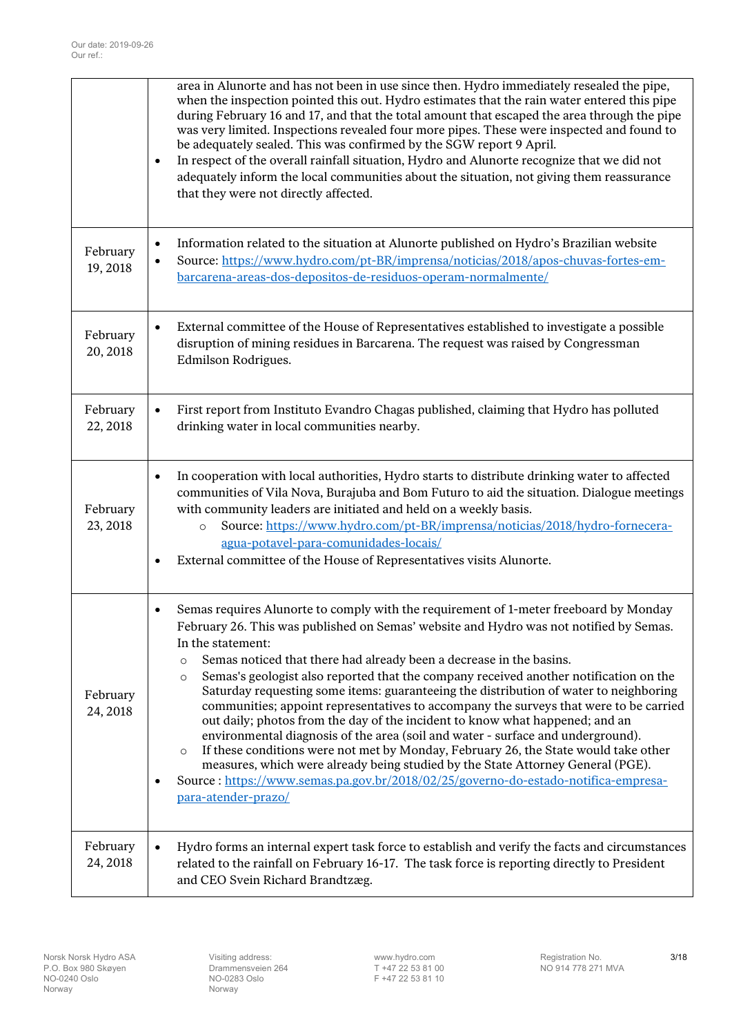| | |
|---|---|
| | area in Alunorte and has not been in use since then. Hydro immediately resealed the pipe, when the inspection pointed this out. Hydro estimates that the rain water entered this pipe during February 16 and 17, and that the total amount that escaped the area through the pipe was very limited. Inspections revealed four more pipes. These were inspected and found to be adequately sealed. This was confirmed by the SGW report 9 April.<br>• In respect of the overall rainfall situation, Hydro and Alunorte recognize that we did not adequately inform the local communities about the situation, not giving them reassurance that they were not directly affected. |
| February 19, 2018 | • Information related to the situation at Alunorte published on Hydro's Brazilian website<br>• Source: [https://www.hydro.com/pt-BR/imprensa/noticias/2018/apos-chuvas-fortes-em-barcarena-areas-dos-depositos-de-residuos-operam-normalmente/](https://www.hydro.com/pt-BR/imprensa/noticias/2018/apos-chuvas-fortes-em-barcarena-areas-dos-depositos-de-residuos-operam-normalmente/) |
| February 20, 2018 | • External committee of the House of Representatives established to investigate a possible disruption of mining residues in Barcarena. The request was raised by Congressman Edmilson Rodrigues. |
| February 22, 2018 | • First report from Instituto Evandro Chagas published, claiming that Hydro has polluted drinking water in local communities nearby. |
| February 23, 2018 | • In cooperation with local authorities, Hydro starts to distribute drinking water to affected communities of Vila Nova, Burajuba and Bom Futuro to aid the situation. Dialogue meetings with community leaders are initiated and held on a weekly basis.<br>&nbsp;&nbsp;&nbsp;&nbsp;○ Source: [https://www.hydro.com/pt-BR/imprensa/noticias/2018/hydro-fornecera-agua-potavel-para-comunidades-locais/](https://www.hydro.com/pt-BR/imprensa/noticias/2018/hydro-fornecera-agua-potavel-para-comunidades-locais/)<br>• External committee of the House of Representatives visits Alunorte. |
| February 24, 2018 | • Semas requires Alunorte to comply with the requirement of 1-meter freeboard by Monday February 26. This was published on Semas' website and Hydro was not notified by Semas. In the statement:<br>&nbsp;&nbsp;&nbsp;&nbsp;○ Semas noticed that there had already been a decrease in the basins.<br>&nbsp;&nbsp;&nbsp;&nbsp;○ Semas's geologist also reported that the company received another notification on the Saturday requesting some items: guaranteeing the distribution of water to neighboring communities; appoint representatives to accompany the surveys that were to be carried out daily; photos from the day of the incident to know what happened; and an environmental diagnosis of the area (soil and water - surface and underground).<br>&nbsp;&nbsp;&nbsp;&nbsp;○ If these conditions were not met by Monday, February 26, the State would take other measures, which were already being studied by the State Attorney General (PGE).<br>• Source : [https://www.semas.pa.gov.br/2018/02/25/governo-do-estado-notifica-empresa-para-atender-prazo/](https://www.semas.pa.gov.br/2018/02/25/governo-do-estado-notifica-empresa-para-atender-prazo/) |
| February 24, 2018 | • Hydro forms an internal expert task force to establish and verify the facts and circumstances related to the rainfall on February 16-17. The task force is reporting directly to President and CEO Svein Richard Brandtzæg. |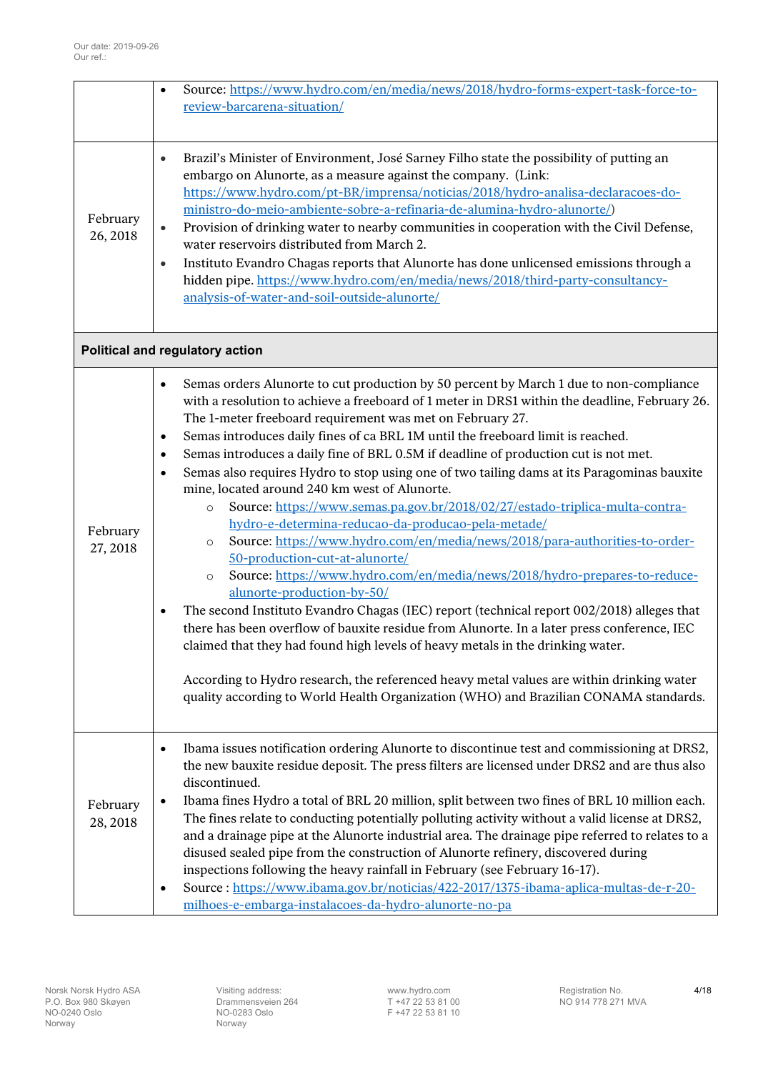Our date: 2019-09-26
Our ref.:

| | |
|---|---|
| | • Source: https://www.hydro.com/en/media/news/2018/hydro-forms-expert-task-force-to-review-barcarena-situation/ |
| February 26, 2018 | • Brazil's Minister of Environment, José Sarney Filho state the possibility of putting an embargo on Alunorte, as a measure against the company. (Link: https://www.hydro.com/pt-BR/imprensa/noticias/2018/hydro-analisa-declaracoes-do-ministro-do-meio-ambiente-sobre-a-refinaria-de-alumina-hydro-alunorte/)<br>• Provision of drinking water to nearby communities in cooperation with the Civil Defense, water reservoirs distributed from March 2.<br>• Instituto Evandro Chagas reports that Alunorte has done unlicensed emissions through a hidden pipe. https://www.hydro.com/en/media/news/2018/third-party-consultancy-analysis-of-water-and-soil-outside-alunorte/ |
| **Political and regulatory action** | |
| February 27, 2018 | • Semas orders Alunorte to cut production by 50 percent by March 1 due to non-compliance with a resolution to achieve a freeboard of 1 meter in DRS1 within the deadline, February 26. The 1-meter freeboard requirement was met on February 27.<br>• Semas introduces daily fines of ca BRL 1M until the freeboard limit is reached.<br>• Semas introduces a daily fine of BRL 0.5M if deadline of production cut is not met.<br>• Semas also requires Hydro to stop using one of two tailing dams at its Paragominas bauxite mine, located around 240 km west of Alunorte.<br>&nbsp;&nbsp;&nbsp;&nbsp;○ Source: https://www.semas.pa.gov.br/2018/02/27/estado-triplica-multa-contra-hydro-e-determina-reducao-da-producao-pela-metade/<br>&nbsp;&nbsp;&nbsp;&nbsp;○ Source: https://www.hydro.com/en/media/news/2018/para-authorities-to-order-50-production-cut-at-alunorte/<br>&nbsp;&nbsp;&nbsp;&nbsp;○ Source: https://www.hydro.com/en/media/news/2018/hydro-prepares-to-reduce-alunorte-production-by-50/<br>• The second Instituto Evandro Chagas (IEC) report (technical report 002/2018) alleges that there has been overflow of bauxite residue from Alunorte. In a later press conference, IEC claimed that they had found high levels of heavy metals in the drinking water.<br><br>According to Hydro research, the referenced heavy metal values are within drinking water quality according to World Health Organization (WHO) and Brazilian CONAMA standards. |
| February 28, 2018 | • Ibama issues notification ordering Alunorte to discontinue test and commissioning at DRS2, the new bauxite residue deposit. The press filters are licensed under DRS2 and are thus also discontinued.<br>• Ibama fines Hydro a total of BRL 20 million, split between two fines of BRL 10 million each. The fines relate to conducting potentially polluting activity without a valid license at DRS2, and a drainage pipe at the Alunorte industrial area. The drainage pipe referred to relates to a disused sealed pipe from the construction of Alunorte refinery, discovered during inspections following the heavy rainfall in February (see February 16-17).<br>• Source : https://www.ibama.gov.br/noticias/422-2017/1375-ibama-aplica-multas-de-r-20-milhoes-e-embarga-instalacoes-da-hydro-alunorte-no-pa |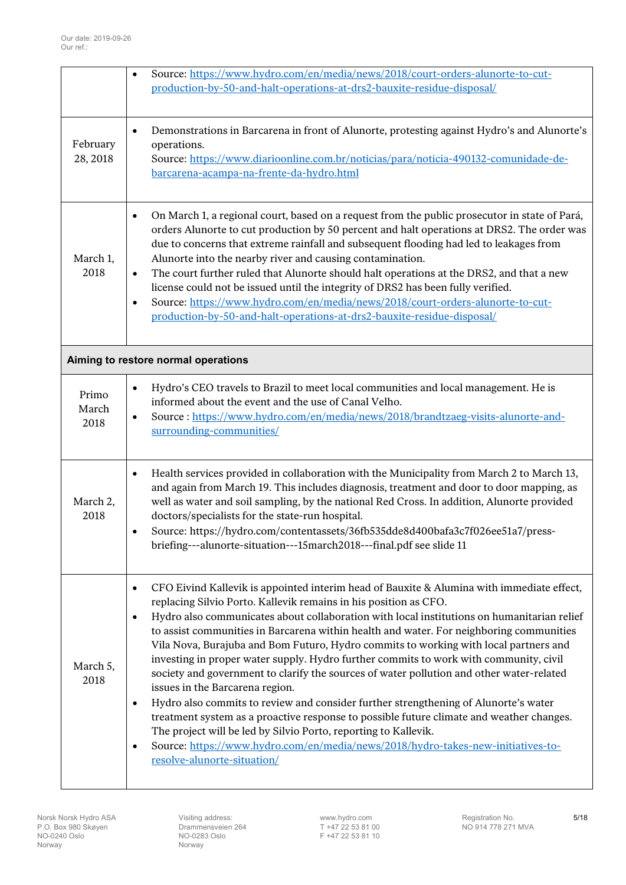Our date: 2019-09-26
Our ref.:

| | |
|---|---|
| | • Source: https://www.hydro.com/en/media/news/2018/court-orders-alunorte-to-cut-production-by-50-and-halt-operations-at-drs2-bauxite-residue-disposal/ |
| February 28, 2018 | • Demonstrations in Barcarena in front of Alunorte, protesting against Hydro's and Alunorte's operations.<br>Source: https://www.diarioonline.com.br/noticias/para/noticia-490132-comunidade-de-barcarena-acampa-na-frente-da-hydro.html |
| March 1, 2018 | • On March 1, a regional court, based on a request from the public prosecutor in state of Pará, orders Alunorte to cut production by 50 percent and halt operations at DRS2. The order was due to concerns that extreme rainfall and subsequent flooding had led to leakages from Alunorte into the nearby river and causing contamination.<br>• The court further ruled that Alunorte should halt operations at the DRS2, and that a new license could not be issued until the integrity of DRS2 has been fully verified.<br>• Source: https://www.hydro.com/en/media/news/2018/court-orders-alunorte-to-cut-production-by-50-and-halt-operations-at-drs2-bauxite-residue-disposal/ |
| **Aiming to restore normal operations** | |
| Primo March 2018 | • Hydro's CEO travels to Brazil to meet local communities and local management. He is informed about the event and the use of Canal Velho.<br>• Source : https://www.hydro.com/en/media/news/2018/brandtzaeg-visits-alunorte-and-surrounding-communities/ |
| March 2, 2018 | • Health services provided in collaboration with the Municipality from March 2 to March 13, and again from March 19. This includes diagnosis, treatment and door to door mapping, as well as water and soil sampling, by the national Red Cross. In addition, Alunorte provided doctors/specialists for the state-run hospital.<br>• Source: https://hydro.com/contentassets/36fb535dde8d400bafa3c7f026ee51a7/press-briefing---alunorte-situation---15march2018---final.pdf see slide 11 |
| March 5, 2018 | • CFO Eivind Kallevik is appointed interim head of Bauxite & Alumina with immediate effect, replacing Silvio Porto. Kallevik remains in his position as CFO.<br>• Hydro also communicates about collaboration with local institutions on humanitarian relief to assist communities in Barcarena within health and water. For neighboring communities Vila Nova, Burajuba and Bom Futuro, Hydro commits to working with local partners and investing in proper water supply. Hydro further commits to work with community, civil society and government to clarify the sources of water pollution and other water-related issues in the Barcarena region.<br>• Hydro also commits to review and consider further strengthening of Alunorte's water treatment system as a proactive response to possible future climate and weather changes. The project will be led by Silvio Porto, reporting to Kallevik.<br>• Source: https://www.hydro.com/en/media/news/2018/hydro-takes-new-initiatives-to-resolve-alunorte-situation/ |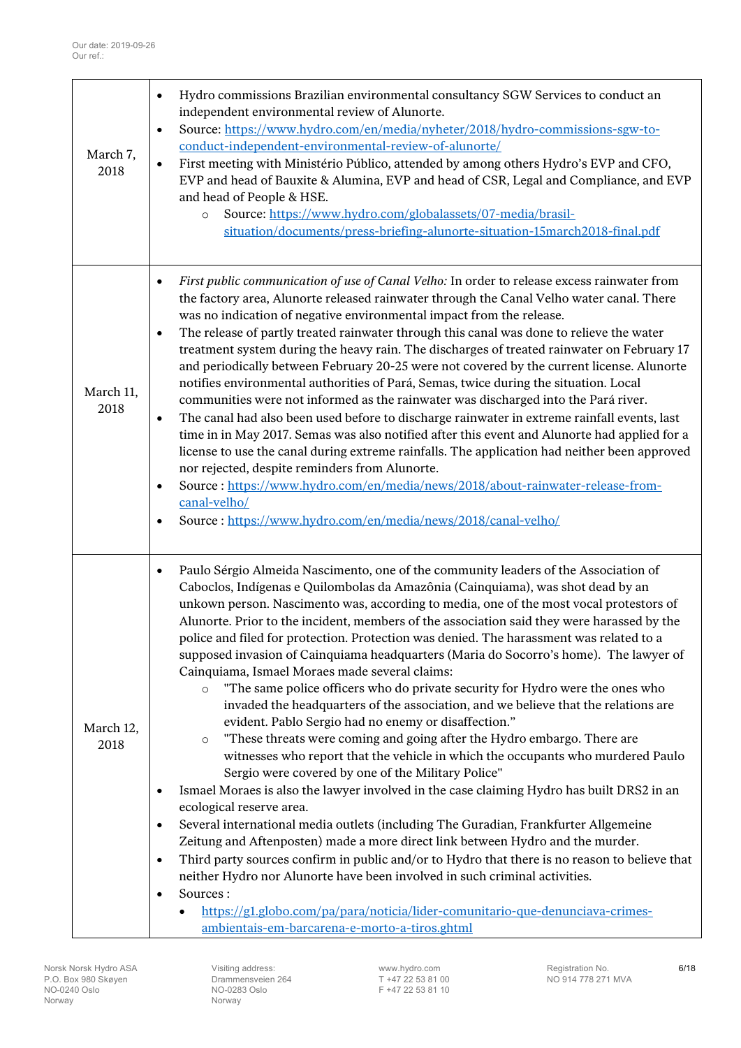Our date: 2019-09-26
Our ref.:

| | |
|---|---|
| March 7, 2018 | • Hydro commissions Brazilian environmental consultancy SGW Services to conduct an independent environmental review of Alunorte.<br>• Source: https://www.hydro.com/en/media/nyheter/2018/hydro-commissions-sgw-to-conduct-independent-environmental-review-of-alunorte/<br>• First meeting with Ministério Público, attended by among others Hydro's EVP and CFO, EVP and head of Bauxite & Alumina, EVP and head of CSR, Legal and Compliance, and EVP and head of People & HSE.<br>&nbsp;&nbsp;&nbsp;&nbsp;○ Source: https://www.hydro.com/globalassets/07-media/brasil-situation/documents/press-briefing-alunorte-situation-15march2018-final.pdf |
| March 11, 2018 | • *First public communication of use of Canal Velho:* In order to release excess rainwater from the factory area, Alunorte released rainwater through the Canal Velho water canal. There was no indication of negative environmental impact from the release.<br>• The release of partly treated rainwater through this canal was done to relieve the water treatment system during the heavy rain. The discharges of treated rainwater on February 17 and periodically between February 20-25 were not covered by the current license. Alunorte notifies environmental authorities of Pará, Semas, twice during the situation. Local communities were not informed as the rainwater was discharged into the Pará river.<br>• The canal had also been used before to discharge rainwater in extreme rainfall events, last time in in May 2017. Semas was also notified after this event and Alunorte had applied for a license to use the canal during extreme rainfalls. The application had neither been approved nor rejected, despite reminders from Alunorte.<br>• Source : https://www.hydro.com/en/media/news/2018/about-rainwater-release-from-canal-velho/<br>• Source : https://www.hydro.com/en/media/news/2018/canal-velho/ |
| March 12, 2018 | • Paulo Sérgio Almeida Nascimento, one of the community leaders of the Association of Caboclos, Indígenas e Quilombolas da Amazônia (Cainquiama), was shot dead by an unkown person. Nascimento was, according to media, one of the most vocal protestors of Alunorte. Prior to the incident, members of the association said they were harassed by the police and filed for protection. Protection was denied. The harassment was related to a supposed invasion of Cainquiama headquarters (Maria do Socorro's home). The lawyer of Cainquiama, Ismael Moraes made several claims:<br>&nbsp;&nbsp;&nbsp;&nbsp;○ "The same police officers who do private security for Hydro were the ones who invaded the headquarters of the association, and we believe that the relations are evident. Pablo Sergio had no enemy or disaffection."<br>&nbsp;&nbsp;&nbsp;&nbsp;○ "These threats were coming and going after the Hydro embargo. There are witnesses who report that the vehicle in which the occupants who murdered Paulo Sergio were covered by one of the Military Police"<br>• Ismael Moraes is also the lawyer involved in the case claiming Hydro has built DRS2 in an ecological reserve area.<br>• Several international media outlets (including The Guradian, Frankfurter Allgemeine Zeitung and Aftenposten) made a more direct link between Hydro and the murder.<br>• Third party sources confirm in public and/or to Hydro that there is no reason to believe that neither Hydro nor Alunorte have been involved in such criminal activities.<br>• Sources :<br>&nbsp;&nbsp;&nbsp;&nbsp;▪ https://g1.globo.com/pa/para/noticia/lider-comunitario-que-denunciava-crimes-ambientais-em-barcarena-e-morto-a-tiros.ghtml |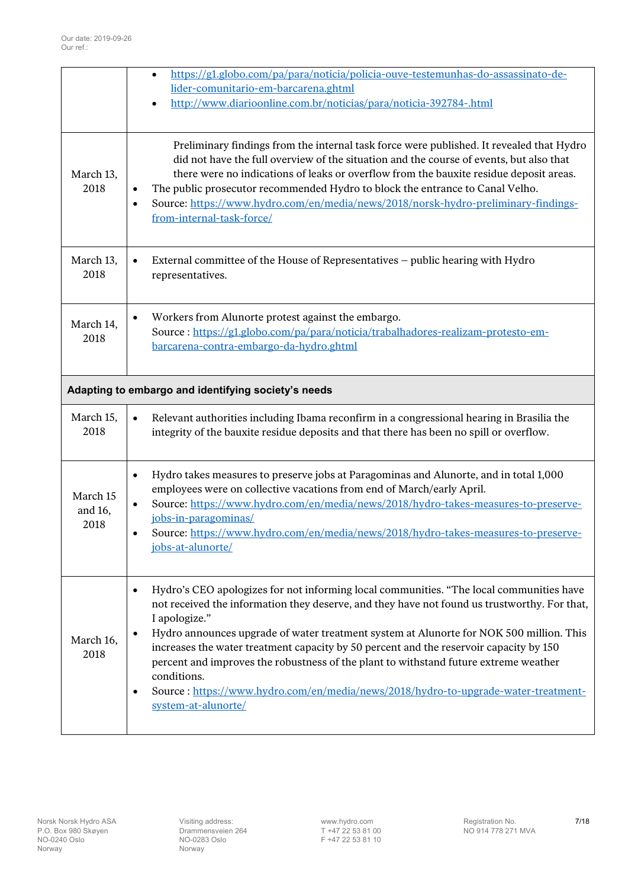| | |
|---|---|
| | • https://g1.globo.com/pa/para/noticia/policia-ouve-testemunhas-do-assassinato-de-lider-comunitario-em-barcarena.ghtml<br>• http://www.diarioonline.com.br/noticias/para/noticia-392784-.html |
| March 13, 2018 | Preliminary findings from the internal task force were published. It revealed that Hydro did not have the full overview of the situation and the course of events, but also that there were no indications of leaks or overflow from the bauxite residue deposit areas.<br>• The public prosecutor recommended Hydro to block the entrance to Canal Velho.<br>• Source: https://www.hydro.com/en/media/news/2018/norsk-hydro-preliminary-findings-from-internal-task-force/ |
| March 13, 2018 | • External committee of the House of Representatives – public hearing with Hydro representatives. |
| March 14, 2018 | • Workers from Alunorte protest against the embargo.<br>Source : https://g1.globo.com/pa/para/noticia/trabalhadores-realizam-protesto-em-barcarena-contra-embargo-da-hydro.ghtml |
| **Adapting to embargo and identifying society's needs** | |
| March 15, 2018 | • Relevant authorities including Ibama reconfirm in a congressional hearing in Brasilia the integrity of the bauxite residue deposits and that there has been no spill or overflow. |
| March 15 and 16, 2018 | • Hydro takes measures to preserve jobs at Paragominas and Alunorte, and in total 1,000 employees were on collective vacations from end of March/early April.<br>• Source: https://www.hydro.com/en/media/news/2018/hydro-takes-measures-to-preserve-jobs-in-paragominas/<br>• Source: https://www.hydro.com/en/media/news/2018/hydro-takes-measures-to-preserve-jobs-at-alunorte/ |
| March 16, 2018 | • Hydro's CEO apologizes for not informing local communities. "The local communities have not received the information they deserve, and they have not found us trustworthy. For that, I apologize."<br>• Hydro announces upgrade of water treatment system at Alunorte for NOK 500 million. This increases the water treatment capacity by 50 percent and the reservoir capacity by 150 percent and improves the robustness of the plant to withstand future extreme weather conditions.<br>• Source : https://www.hydro.com/en/media/news/2018/hydro-to-upgrade-water-treatment-system-at-alunorte/ |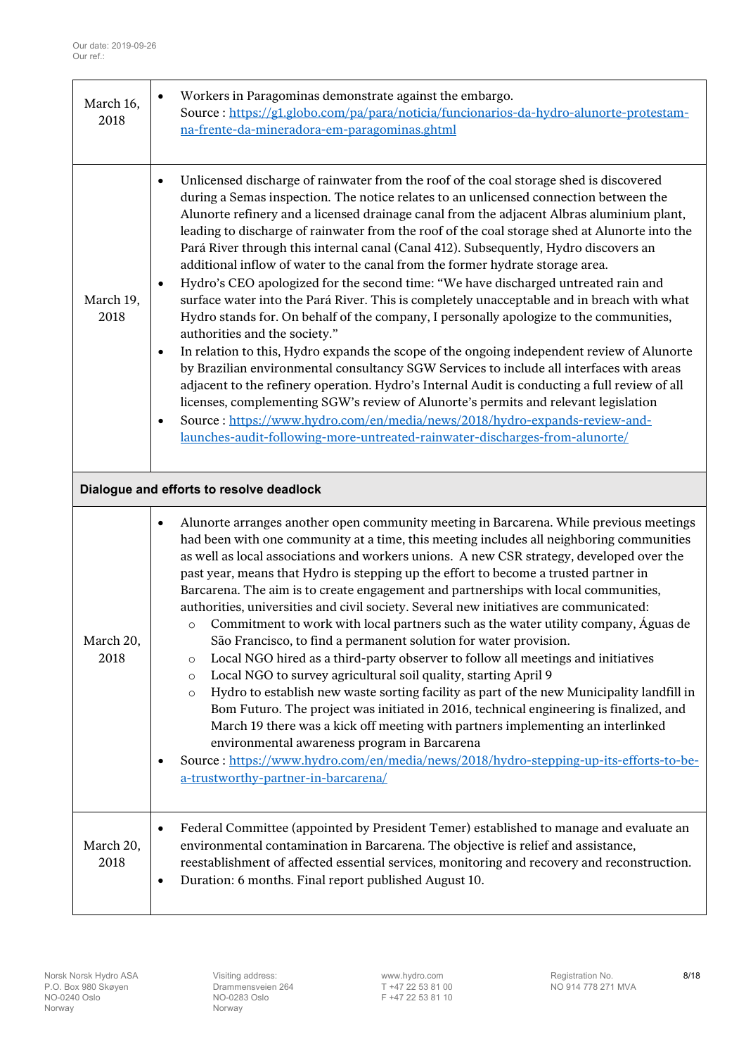Our date: 2019-09-26
Our ref.:

| | |
|---|---|
| March 16, 2018 | • Workers in Paragominas demonstrate against the embargo.<br>Source : https://g1.globo.com/pa/para/noticia/funcionarios-da-hydro-alunorte-protestam-na-frente-da-mineradora-em-paragominas.ghtml |
| March 19, 2018 | • Unlicensed discharge of rainwater from the roof of the coal storage shed is discovered during a Semas inspection. The notice relates to an unlicensed connection between the Alunorte refinery and a licensed drainage canal from the adjacent Albras aluminium plant, leading to discharge of rainwater from the roof of the coal storage shed at Alunorte into the Pará River through this internal canal (Canal 412). Subsequently, Hydro discovers an additional inflow of water to the canal from the former hydrate storage area.<br>• Hydro's CEO apologized for the second time: "We have discharged untreated rain and surface water into the Pará River. This is completely unacceptable and in breach with what Hydro stands for. On behalf of the company, I personally apologize to the communities, authorities and the society."<br>• In relation to this, Hydro expands the scope of the ongoing independent review of Alunorte by Brazilian environmental consultancy SGW Services to include all interfaces with areas adjacent to the refinery operation. Hydro's Internal Audit is conducting a full review of all licenses, complementing SGW's review of Alunorte's permits and relevant legislation<br>• Source : https://www.hydro.com/en/media/news/2018/hydro-expands-review-and-launches-audit-following-more-untreated-rainwater-discharges-from-alunorte/ |
| **Dialogue and efforts to resolve deadlock** | |
| March 20, 2018 | • Alunorte arranges another open community meeting in Barcarena. While previous meetings had been with one community at a time, this meeting includes all neighboring communities as well as local associations and workers unions. A new CSR strategy, developed over the past year, means that Hydro is stepping up the effort to become a trusted partner in Barcarena. The aim is to create engagement and partnerships with local communities, authorities, universities and civil society. Several new initiatives are communicated:<br>&nbsp;&nbsp;○ Commitment to work with local partners such as the water utility company, Águas de São Francisco, to find a permanent solution for water provision.<br>&nbsp;&nbsp;○ Local NGO hired as a third-party observer to follow all meetings and initiatives<br>&nbsp;&nbsp;○ Local NGO to survey agricultural soil quality, starting April 9<br>&nbsp;&nbsp;○ Hydro to establish new waste sorting facility as part of the new Municipality landfill in Bom Futuro. The project was initiated in 2016, technical engineering is finalized, and March 19 there was a kick off meeting with partners implementing an interlinked environmental awareness program in Barcarena<br>• Source : https://www.hydro.com/en/media/news/2018/hydro-stepping-up-its-efforts-to-be-a-trustworthy-partner-in-barcarena/ |
| March 20, 2018 | • Federal Committee (appointed by President Temer) established to manage and evaluate an environmental contamination in Barcarena. The objective is relief and assistance, reestablishment of affected essential services, monitoring and recovery and reconstruction.<br>• Duration: 6 months. Final report published August 10. |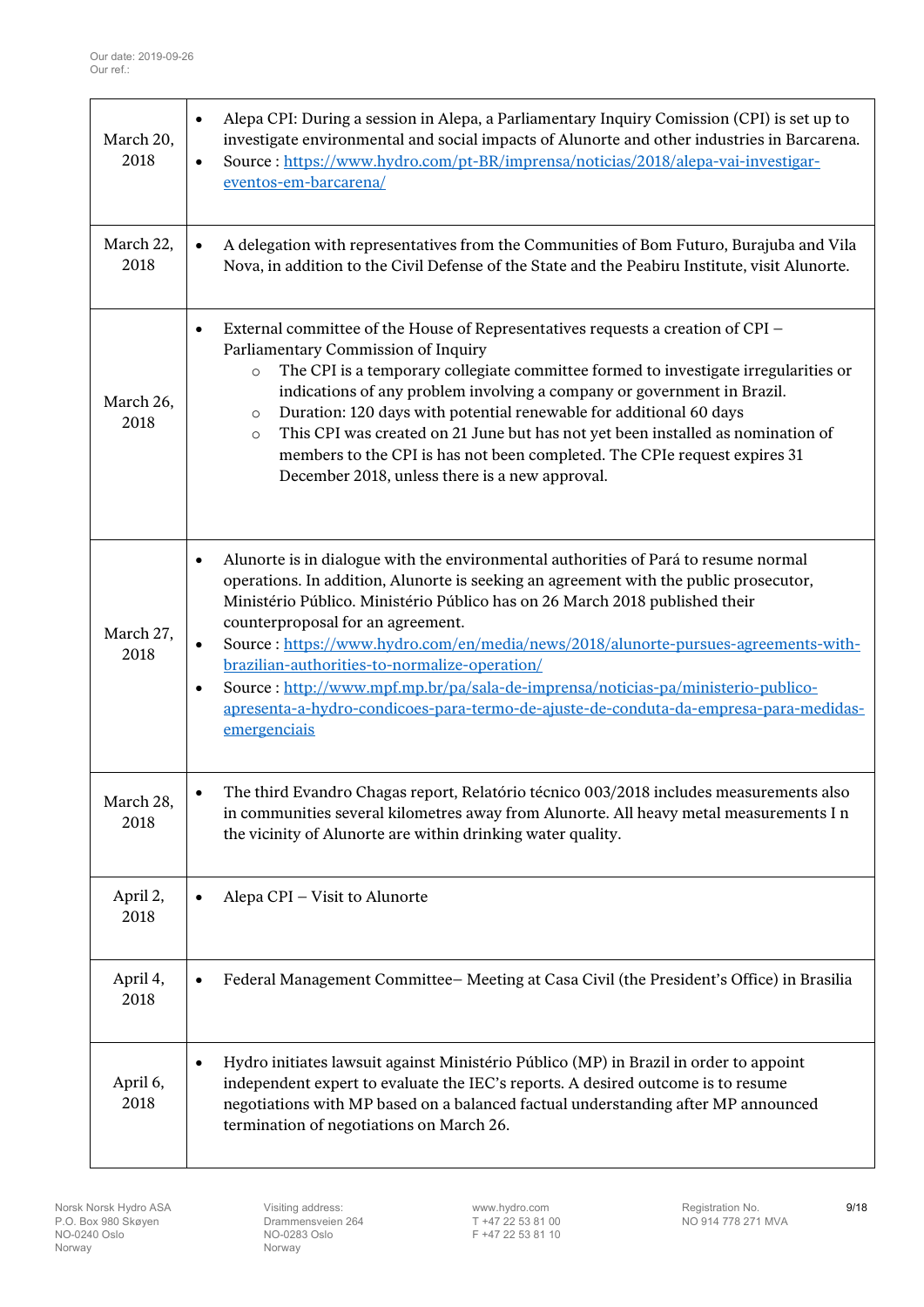Our date: 2019-09-26
Our ref.:

| | |
|---|---|
| March 20, 2018 | • Alepa CPI: During a session in Alepa, a Parliamentary Inquiry Comission (CPI) is set up to investigate environmental and social impacts of Alunorte and other industries in Barcarena.<br>• Source : [https://www.hydro.com/pt-BR/imprensa/noticias/2018/alepa-vai-investigar-eventos-em-barcarena/](https://www.hydro.com/pt-BR/imprensa/noticias/2018/alepa-vai-investigar-eventos-em-barcarena/) |
| March 22, 2018 | • A delegation with representatives from the Communities of Bom Futuro, Burajuba and Vila Nova, in addition to the Civil Defense of the State and the Peabiru Institute, visit Alunorte. |
| March 26, 2018 | • External committee of the House of Representatives requests a creation of CPI – Parliamentary Commission of Inquiry<br>  ◦ The CPI is a temporary collegiate committee formed to investigate irregularities or indications of any problem involving a company or government in Brazil.<br>  ◦ Duration: 120 days with potential renewable for additional 60 days<br>  ◦ This CPI was created on 21 June but has not yet been installed as nomination of members to the CPI is has not been completed. The CPIe request expires 31 December 2018, unless there is a new approval. |
| March 27, 2018 | • Alunorte is in dialogue with the environmental authorities of Pará to resume normal operations. In addition, Alunorte is seeking an agreement with the public prosecutor, Ministério Público. Ministério Público has on 26 March 2018 published their counterproposal for an agreement.<br>• Source : [https://www.hydro.com/en/media/news/2018/alunorte-pursues-agreements-with-brazilian-authorities-to-normalize-operation/](https://www.hydro.com/en/media/news/2018/alunorte-pursues-agreements-with-brazilian-authorities-to-normalize-operation/)<br>• Source : [http://www.mpf.mp.br/pa/sala-de-imprensa/noticias-pa/ministerio-publico-apresenta-a-hydro-condicoes-para-termo-de-ajuste-de-conduta-da-empresa-para-medidas-emergenciais](http://www.mpf.mp.br/pa/sala-de-imprensa/noticias-pa/ministerio-publico-apresenta-a-hydro-condicoes-para-termo-de-ajuste-de-conduta-da-empresa-para-medidas-emergenciais) |
| March 28, 2018 | • The third Evandro Chagas report, Relatório técnico 003/2018 includes measurements also in communities several kilometres away from Alunorte. All heavy metal measurements I n the vicinity of Alunorte are within drinking water quality. |
| April 2, 2018 | • Alepa CPI – Visit to Alunorte |
| April 4, 2018 | • Federal Management Committee– Meeting at Casa Civil (the President's Office) in Brasilia |
| April 6, 2018 | • Hydro initiates lawsuit against Ministério Público (MP) in Brazil in order to appoint independent expert to evaluate the IEC's reports. A desired outcome is to resume negotiations with MP based on a balanced factual understanding after MP announced termination of negotiations on March 26. |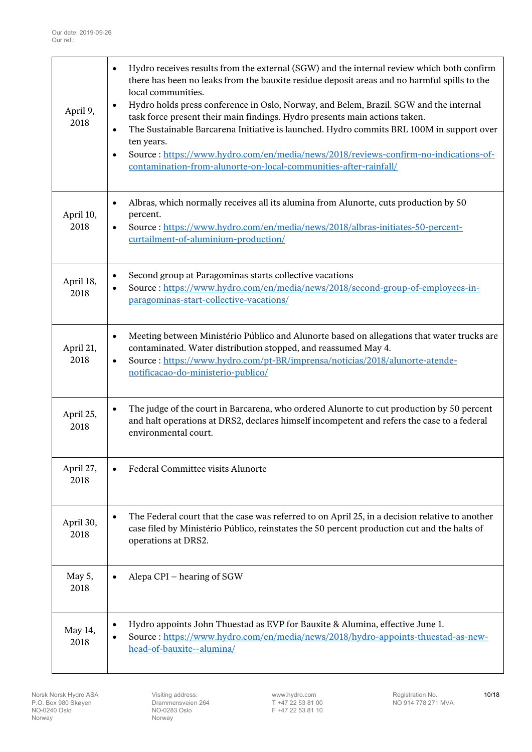| | |
|---|---|
| April 9, 2018 | • Hydro receives results from the external (SGW) and the internal review which both confirm there has been no leaks from the bauxite residue deposit areas and no harmful spills to the local communities.<br>• Hydro holds press conference in Oslo, Norway, and Belem, Brazil. SGW and the internal task force present their main findings. Hydro presents main actions taken.<br>• The Sustainable Barcarena Initiative is launched. Hydro commits BRL 100M in support over ten years.<br>• Source : [https://www.hydro.com/en/media/news/2018/reviews-confirm-no-indications-of-contamination-from-alunorte-on-local-communities-after-rainfall/](https://www.hydro.com/en/media/news/2018/reviews-confirm-no-indications-of-contamination-from-alunorte-on-local-communities-after-rainfall/) |
| April 10, 2018 | • Albras, which normally receives all its alumina from Alunorte, cuts production by 50 percent.<br>• Source : [https://www.hydro.com/en/media/news/2018/albras-initiates-50-percent-curtailment-of-aluminium-production/](https://www.hydro.com/en/media/news/2018/albras-initiates-50-percent-curtailment-of-aluminium-production/) |
| April 18, 2018 | • Second group at Paragominas starts collective vacations<br>• Source : [https://www.hydro.com/en/media/news/2018/second-group-of-employees-in-paragominas-start-collective-vacations/](https://www.hydro.com/en/media/news/2018/second-group-of-employees-in-paragominas-start-collective-vacations/) |
| April 21, 2018 | • Meeting between Ministério Público and Alunorte based on allegations that water trucks are contaminated. Water distribution stopped, and reassumed May 4.<br>• Source : [https://www.hydro.com/pt-BR/imprensa/noticias/2018/alunorte-atende-notificacao-do-ministerio-publico/](https://www.hydro.com/pt-BR/imprensa/noticias/2018/alunorte-atende-notificacao-do-ministerio-publico/) |
| April 25, 2018 | • The judge of the court in Barcarena, who ordered Alunorte to cut production by 50 percent and halt operations at DRS2, declares himself incompetent and refers the case to a federal environmental court. |
| April 27, 2018 | • Federal Committee visits Alunorte |
| April 30, 2018 | • The Federal court that the case was referred to on April 25, in a decision relative to another case filed by Ministério Público, reinstates the 50 percent production cut and the halts of operations at DRS2. |
| May 5, 2018 | • Alepa CPI – hearing of SGW |
| May 14, 2018 | • Hydro appoints John Thuestad as EVP for Bauxite & Alumina, effective June 1.<br>• Source : [https://www.hydro.com/en/media/news/2018/hydro-appoints-thuestad-as-new-head-of-bauxite--alumina/](https://www.hydro.com/en/media/news/2018/hydro-appoints-thuestad-as-new-head-of-bauxite--alumina/) |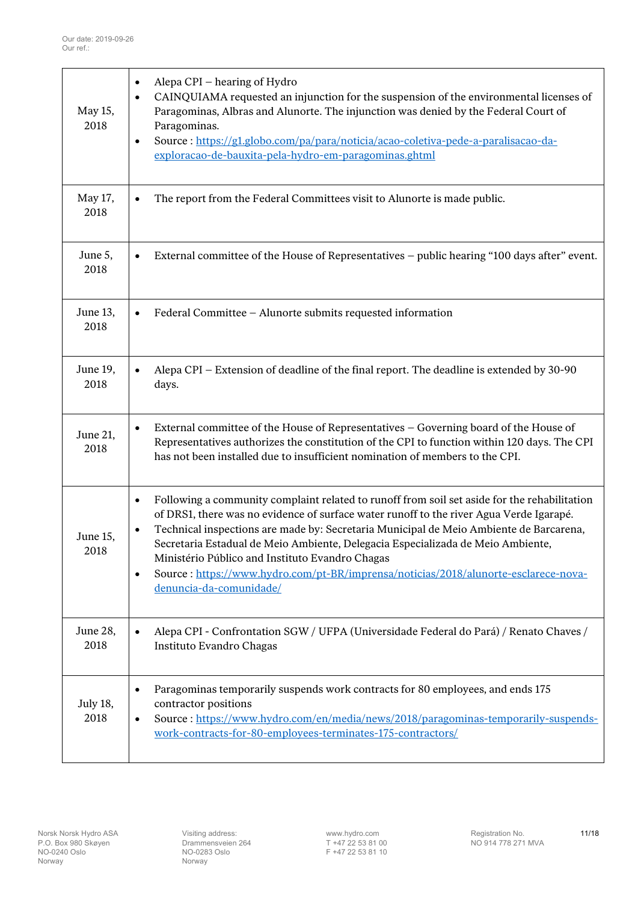| | |
|---|---|
| May 15, 2018 | • Alepa CPI – hearing of Hydro<br>• CAINQUIAMA requested an injunction for the suspension of the environmental licenses of Paragominas, Albras and Alunorte. The injunction was denied by the Federal Court of Paragominas.<br>• Source : [https://g1.globo.com/pa/para/noticia/acao-coletiva-pede-a-paralisacao-da-exploracao-de-bauxita-pela-hydro-em-paragominas.ghtml](https://g1.globo.com/pa/para/noticia/acao-coletiva-pede-a-paralisacao-da-exploracao-de-bauxita-pela-hydro-em-paragominas.ghtml) |
| May 17, 2018 | • The report from the Federal Committees visit to Alunorte is made public. |
| June 5, 2018 | • External committee of the House of Representatives – public hearing “100 days after” event. |
| June 13, 2018 | • Federal Committee – Alunorte submits requested information |
| June 19, 2018 | • Alepa CPI – Extension of deadline of the final report. The deadline is extended by 30-90 days. |
| June 21, 2018 | • External committee of the House of Representatives – Governing board of the House of Representatives authorizes the constitution of the CPI to function within 120 days. The CPI has not been installed due to insufficient nomination of members to the CPI. |
| June 15, 2018 | • Following a community complaint related to runoff from soil set aside for the rehabilitation of DRS1, there was no evidence of surface water runoff to the river Agua Verde Igarapé.<br>• Technical inspections are made by: Secretaria Municipal de Meio Ambiente de Barcarena, Secretaria Estadual de Meio Ambiente, Delegacia Especializada de Meio Ambiente, Ministério Público and Instituto Evandro Chagas<br>• Source : [https://www.hydro.com/pt-BR/imprensa/noticias/2018/alunorte-esclarece-nova-denuncia-da-comunidade/](https://www.hydro.com/pt-BR/imprensa/noticias/2018/alunorte-esclarece-nova-denuncia-da-comunidade/) |
| June 28, 2018 | • Alepa CPI - Confrontation SGW / UFPA (Universidade Federal do Pará) / Renato Chaves / Instituto Evandro Chagas |
| July 18, 2018 | • Paragominas temporarily suspends work contracts for 80 employees, and ends 175 contractor positions<br>• Source : [https://www.hydro.com/en/media/news/2018/paragominas-temporarily-suspends-work-contracts-for-80-employees-terminates-175-contractors/](https://www.hydro.com/en/media/news/2018/paragominas-temporarily-suspends-work-contracts-for-80-employees-terminates-175-contractors/) |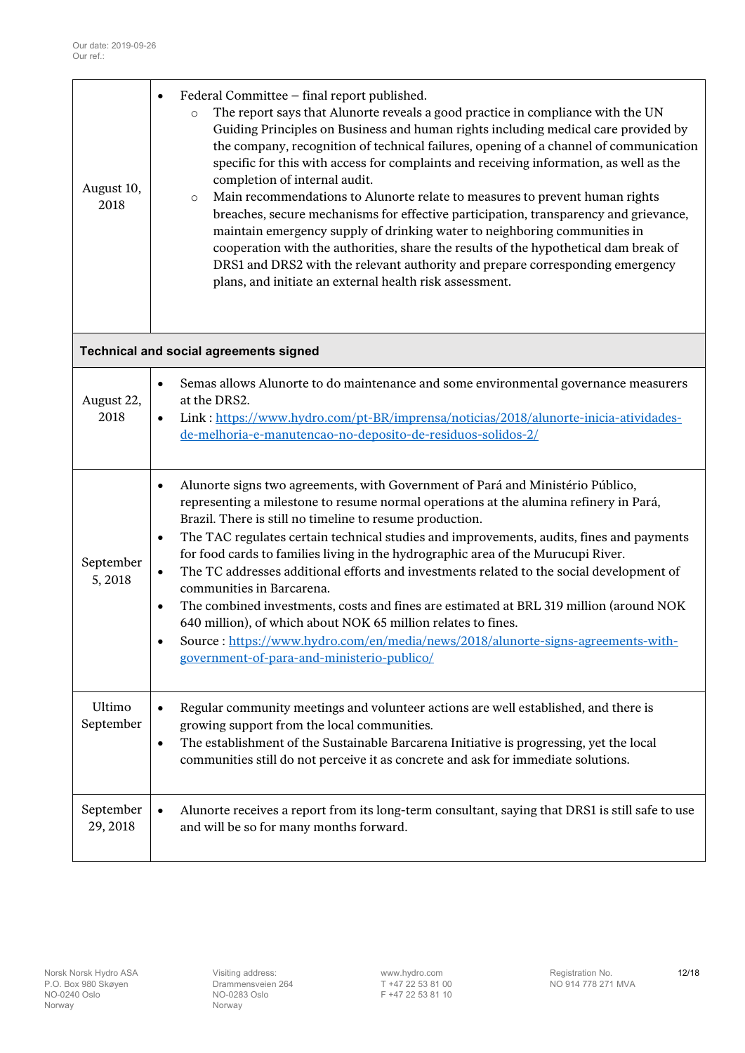Our date: 2019-09-26
Our ref.:

| | |
|---|---|
| August 10, 2018 | • Federal Committee – final report published.<br>  ○ The report says that Alunorte reveals a good practice in compliance with the UN Guiding Principles on Business and human rights including medical care provided by the company, recognition of technical failures, opening of a channel of communication specific for this with access for complaints and receiving information, as well as the completion of internal audit.<br>  ○ Main recommendations to Alunorte relate to measures to prevent human rights breaches, secure mechanisms for effective participation, transparency and grievance, maintain emergency supply of drinking water to neighboring communities in cooperation with the authorities, share the results of the hypothetical dam break of DRS1 and DRS2 with the relevant authority and prepare corresponding emergency plans, and initiate an external health risk assessment. |
| **Technical and social agreements signed** | |
| August 22, 2018 | • Semas allows Alunorte to do maintenance and some environmental governance measurers at the DRS2.<br>• Link : [https://www.hydro.com/pt-BR/imprensa/noticias/2018/alunorte-inicia-atividades-de-melhoria-e-manutencao-no-deposito-de-residuos-solidos-2/](https://www.hydro.com/pt-BR/imprensa/noticias/2018/alunorte-inicia-atividades-de-melhoria-e-manutencao-no-deposito-de-residuos-solidos-2/) |
| September 5, 2018 | • Alunorte signs two agreements, with Government of Pará and Ministério Público, representing a milestone to resume normal operations at the alumina refinery in Pará, Brazil. There is still no timeline to resume production.<br>• The TAC regulates certain technical studies and improvements, audits, fines and payments for food cards to families living in the hydrographic area of the Murucupi River.<br>• The TC addresses additional efforts and investments related to the social development of communities in Barcarena.<br>• The combined investments, costs and fines are estimated at BRL 319 million (around NOK 640 million), of which about NOK 65 million relates to fines.<br>• Source : [https://www.hydro.com/en/media/news/2018/alunorte-signs-agreements-with-government-of-para-and-ministerio-publico/](https://www.hydro.com/en/media/news/2018/alunorte-signs-agreements-with-government-of-para-and-ministerio-publico/) |
| Ultimo September | • Regular community meetings and volunteer actions are well established, and there is growing support from the local communities.<br>• The establishment of the Sustainable Barcarena Initiative is progressing, yet the local communities still do not perceive it as concrete and ask for immediate solutions. |
| September 29, 2018 | • Alunorte receives a report from its long-term consultant, saying that DRS1 is still safe to use and will be so for many months forward. |

Norsk Norsk Hydro ASA
P.O. Box 980 Skøyen
NO-0240 Oslo
Norway

Visiting address:
Drammensveien 264
NO-0283 Oslo
Norway

www.hydro.com
T +47 22 53 81 00
F +47 22 53 81 10

Registration No.
NO 914 778 271 MVA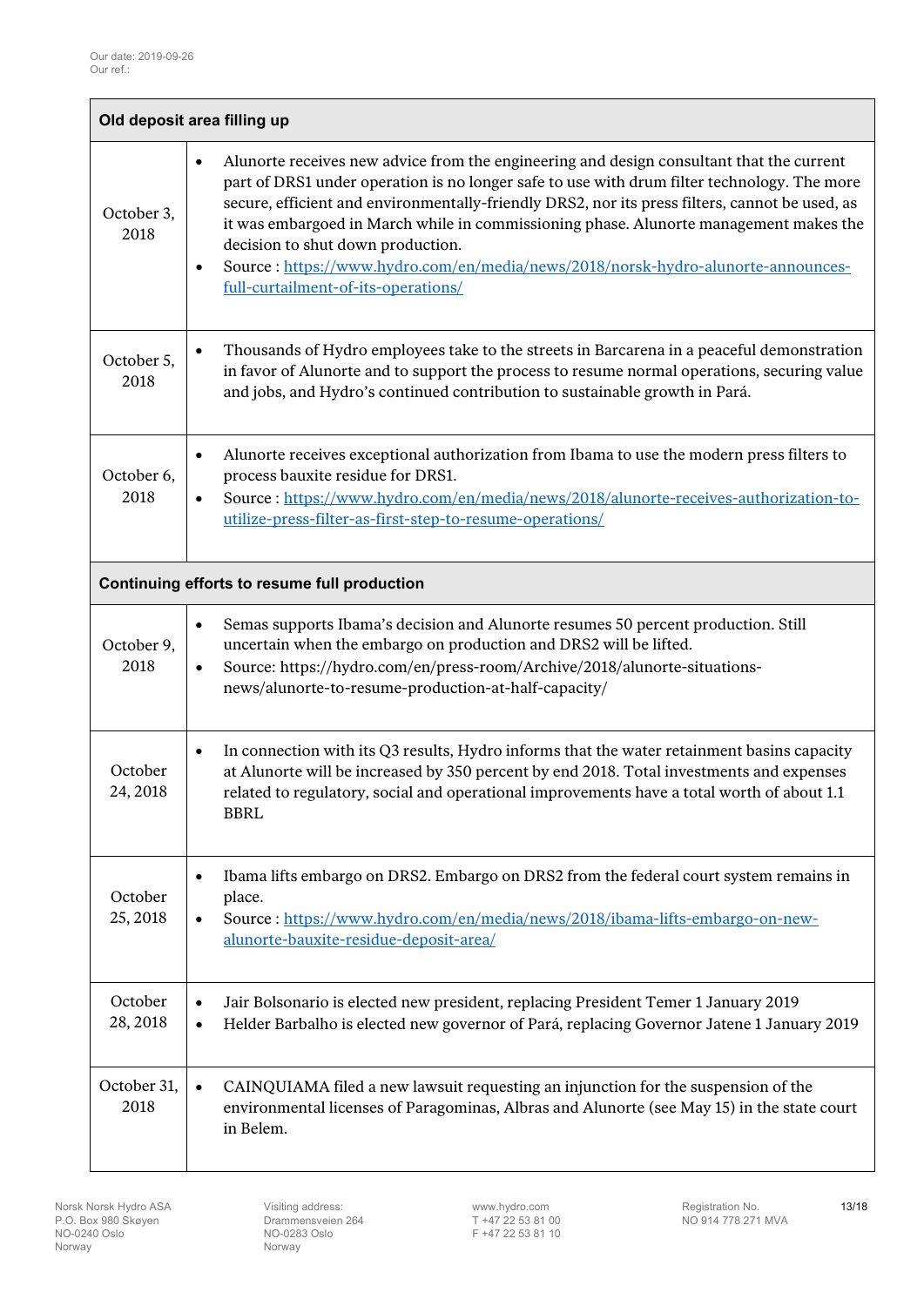Our date: 2019-09-26
Our ref.:

| Old deposit area filling up | |
|---|---|
| October 3, 2018 | • Alunorte receives new advice from the engineering and design consultant that the current part of DRS1 under operation is no longer safe to use with drum filter technology. The more secure, efficient and environmentally-friendly DRS2, nor its press filters, cannot be used, as it was embargoed in March while in commissioning phase. Alunorte management makes the decision to shut down production.<br>• Source : https://www.hydro.com/en/media/news/2018/norsk-hydro-alunorte-announces-full-curtailment-of-its-operations/ |
| October 5, 2018 | • Thousands of Hydro employees take to the streets in Barcarena in a peaceful demonstration in favor of Alunorte and to support the process to resume normal operations, securing value and jobs, and Hydro's continued contribution to sustainable growth in Pará. |
| October 6, 2018 | • Alunorte receives exceptional authorization from Ibama to use the modern press filters to process bauxite residue for DRS1.<br>• Source : https://www.hydro.com/en/media/news/2018/alunorte-receives-authorization-to-utilize-press-filter-as-first-step-to-resume-operations/ |
| **Continuing efforts to resume full production** | |
| October 9, 2018 | • Semas supports Ibama's decision and Alunorte resumes 50 percent production. Still uncertain when the embargo on production and DRS2 will be lifted.<br>• Source: https://hydro.com/en/press-room/Archive/2018/alunorte-situations-news/alunorte-to-resume-production-at-half-capacity/ |
| October 24, 2018 | • In connection with its Q3 results, Hydro informs that the water retainment basins capacity at Alunorte will be increased by 350 percent by end 2018. Total investments and expenses related to regulatory, social and operational improvements have a total worth of about 1.1 BBRL |
| October 25, 2018 | • Ibama lifts embargo on DRS2. Embargo on DRS2 from the federal court system remains in place.<br>• Source : https://www.hydro.com/en/media/news/2018/ibama-lifts-embargo-on-new-alunorte-bauxite-residue-deposit-area/ |
| October 28, 2018 | • Jair Bolsonario is elected new president, replacing President Temer 1 January 2019<br>• Helder Barbalho is elected new governor of Pará, replacing Governor Jatene 1 January 2019 |
| October 31, 2018 | • CAINQUIAMA filed a new lawsuit requesting an injunction for the suspension of the environmental licenses of Paragominas, Albras and Alunorte (see May 15) in the state court in Belem. |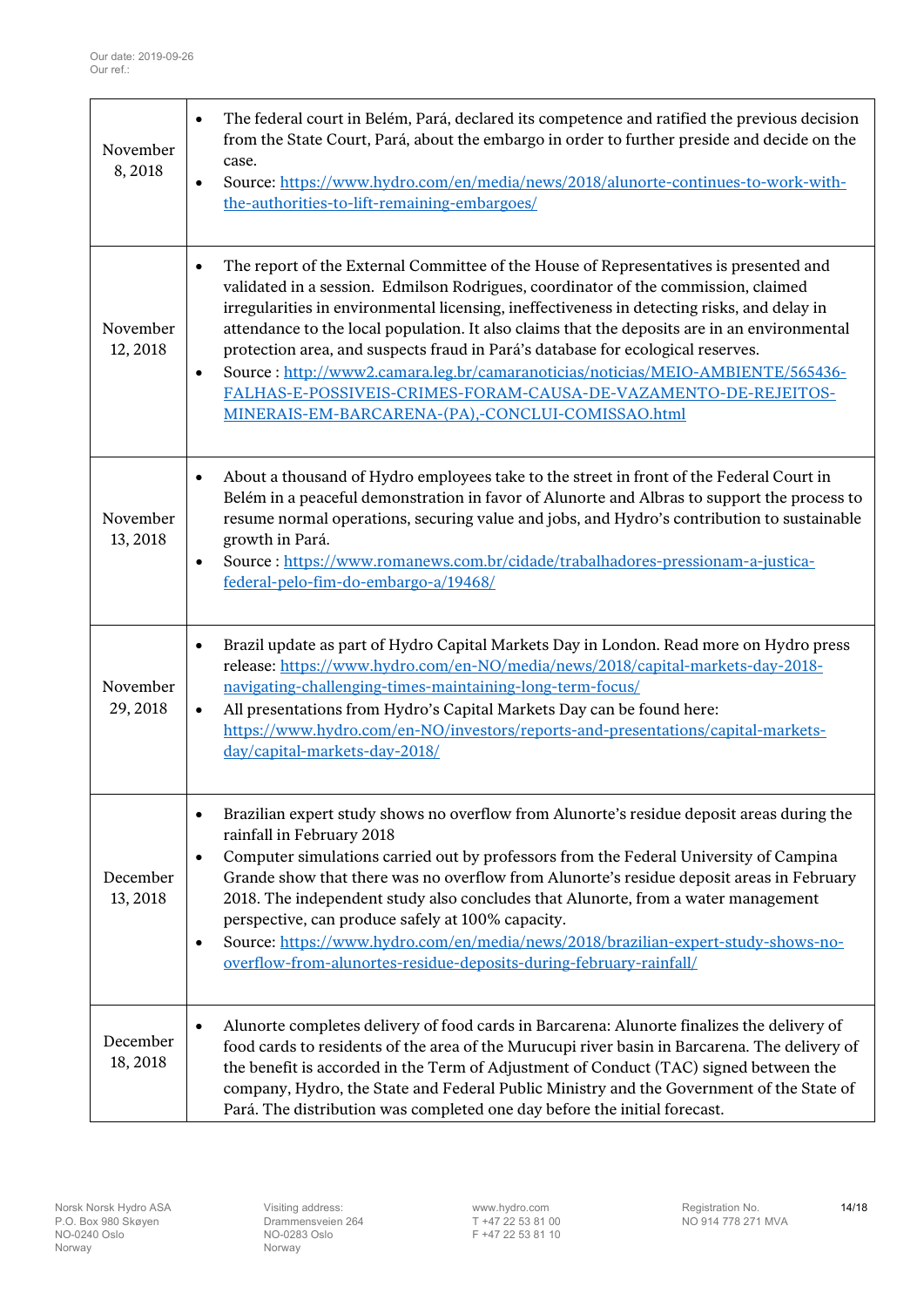Our date: 2019-09-26
Our ref.:

| | |
|---|---|
| November 8, 2018 | • The federal court in Belém, Pará, declared its competence and ratified the previous decision from the State Court, Pará, about the embargo in order to further preside and decide on the case.<br>• Source: https://www.hydro.com/en/media/news/2018/alunorte-continues-to-work-with-the-authorities-to-lift-remaining-embargoes/ |
| November 12, 2018 | • The report of the External Committee of the House of Representatives is presented and validated in a session. Edmilson Rodrigues, coordinator of the commission, claimed irregularities in environmental licensing, ineffectiveness in detecting risks, and delay in attendance to the local population. It also claims that the deposits are in an environmental protection area, and suspects fraud in Pará's database for ecological reserves.<br>• Source : http://www2.camara.leg.br/camaranoticias/noticias/MEIO-AMBIENTE/565436-FALHAS-E-POSSIVEIS-CRIMES-FORAM-CAUSA-DE-VAZAMENTO-DE-REJEITOS-MINERAIS-EM-BARCARENA-(PA),-CONCLUI-COMISSAO.html |
| November 13, 2018 | • About a thousand of Hydro employees take to the street in front of the Federal Court in Belém in a peaceful demonstration in favor of Alunorte and Albras to support the process to resume normal operations, securing value and jobs, and Hydro's contribution to sustainable growth in Pará.<br>• Source : https://www.romanews.com.br/cidade/trabalhadores-pressionam-a-justica-federal-pelo-fim-do-embargo-a/19468/ |
| November 29, 2018 | • Brazil update as part of Hydro Capital Markets Day in London. Read more on Hydro press release: https://www.hydro.com/en-NO/media/news/2018/capital-markets-day-2018-navigating-challenging-times-maintaining-long-term-focus/<br>• All presentations from Hydro's Capital Markets Day can be found here: https://www.hydro.com/en-NO/investors/reports-and-presentations/capital-markets-day/capital-markets-day-2018/ |
| December 13, 2018 | • Brazilian expert study shows no overflow from Alunorte's residue deposit areas during the rainfall in February 2018<br>• Computer simulations carried out by professors from the Federal University of Campina Grande show that there was no overflow from Alunorte's residue deposit areas in February 2018. The independent study also concludes that Alunorte, from a water management perspective, can produce safely at 100% capacity.<br>• Source: https://www.hydro.com/en/media/news/2018/brazilian-expert-study-shows-no-overflow-from-alunortes-residue-deposits-during-february-rainfall/ |
| December 18, 2018 | • Alunorte completes delivery of food cards in Barcarena: Alunorte finalizes the delivery of food cards to residents of the area of the Murucupi river basin in Barcarena. The delivery of the benefit is accorded in the Term of Adjustment of Conduct (TAC) signed between the company, Hydro, the State and Federal Public Ministry and the Government of the State of Pará. The distribution was completed one day before the initial forecast. |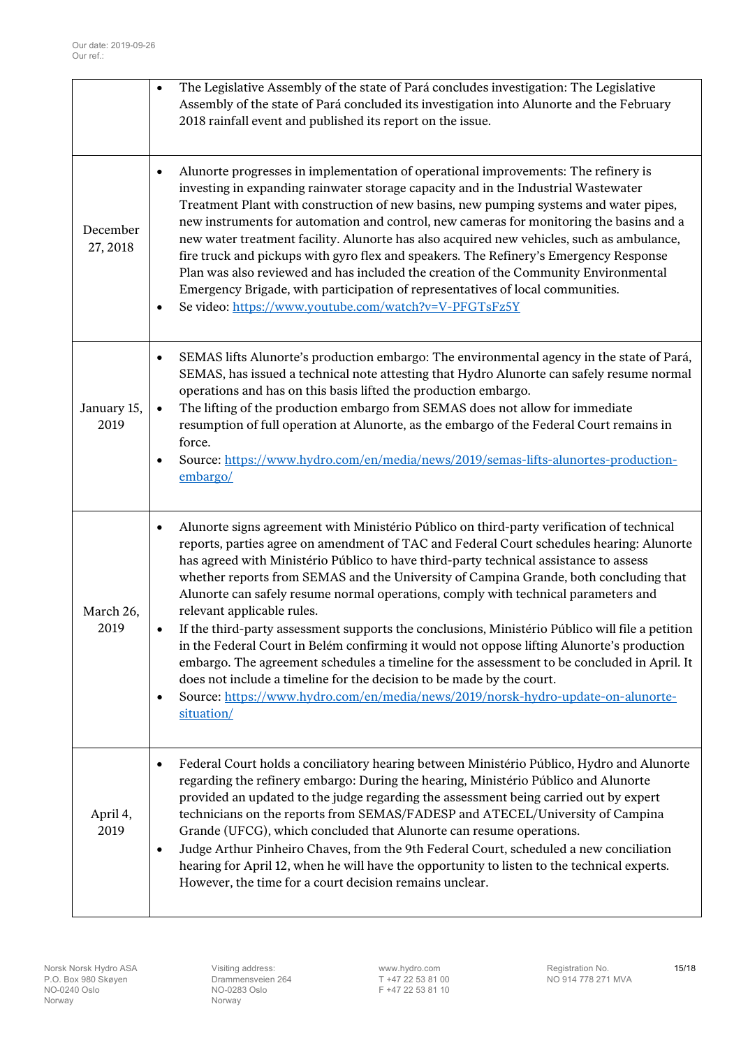| | |
|---|---|
| | • The Legislative Assembly of the state of Pará concludes investigation: The Legislative Assembly of the state of Pará concluded its investigation into Alunorte and the February 2018 rainfall event and published its report on the issue. |
| December 27, 2018 | • Alunorte progresses in implementation of operational improvements: The refinery is investing in expanding rainwater storage capacity and in the Industrial Wastewater Treatment Plant with construction of new basins, new pumping systems and water pipes, new instruments for automation and control, new cameras for monitoring the basins and a new water treatment facility. Alunorte has also acquired new vehicles, such as ambulance, fire truck and pickups with gyro flex and speakers. The Refinery's Emergency Response Plan was also reviewed and has included the creation of the Community Environmental Emergency Brigade, with participation of representatives of local communities.<br>• Se video: https://www.youtube.com/watch?v=V-PFGTsFz5Y |
| January 15, 2019 | • SEMAS lifts Alunorte's production embargo: The environmental agency in the state of Pará, SEMAS, has issued a technical note attesting that Hydro Alunorte can safely resume normal operations and has on this basis lifted the production embargo.<br>• The lifting of the production embargo from SEMAS does not allow for immediate resumption of full operation at Alunorte, as the embargo of the Federal Court remains in force.<br>• Source: https://www.hydro.com/en/media/news/2019/semas-lifts-alunortes-production-embargo/ |
| March 26, 2019 | • Alunorte signs agreement with Ministério Público on third-party verification of technical reports, parties agree on amendment of TAC and Federal Court schedules hearing: Alunorte has agreed with Ministério Público to have third-party technical assistance to assess whether reports from SEMAS and the University of Campina Grande, both concluding that Alunorte can safely resume normal operations, comply with technical parameters and relevant applicable rules.<br>• If the third-party assessment supports the conclusions, Ministério Público will file a petition in the Federal Court in Belém confirming it would not oppose lifting Alunorte's production embargo. The agreement schedules a timeline for the assessment to be concluded in April. It does not include a timeline for the decision to be made by the court.<br>• Source: https://www.hydro.com/en/media/news/2019/norsk-hydro-update-on-alunorte-situation/ |
| April 4, 2019 | • Federal Court holds a conciliatory hearing between Ministério Público, Hydro and Alunorte regarding the refinery embargo: During the hearing, Ministério Público and Alunorte provided an updated to the judge regarding the assessment being carried out by expert technicians on the reports from SEMAS/FADESP and ATECEL/University of Campina Grande (UFCG), which concluded that Alunorte can resume operations.<br>• Judge Arthur Pinheiro Chaves, from the 9th Federal Court, scheduled a new conciliation hearing for April 12, when he will have the opportunity to listen to the technical experts. However, the time for a court decision remains unclear. |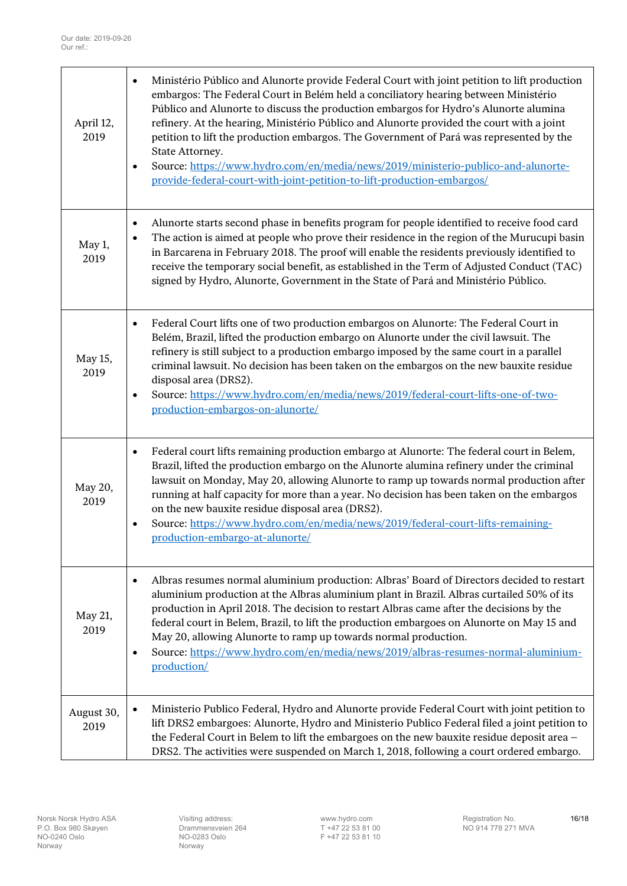Our date: 2019-09-26
Our ref.:

| | |
|---|---|
| April 12, 2019 | • Ministério Público and Alunorte provide Federal Court with joint petition to lift production embargos: The Federal Court in Belém held a conciliatory hearing between Ministério Público and Alunorte to discuss the production embargos for Hydro's Alunorte alumina refinery. At the hearing, Ministério Público and Alunorte provided the court with a joint petition to lift the production embargos. The Government of Pará was represented by the State Attorney.<br>• Source: [https://www.hydro.com/en/media/news/2019/ministerio-publico-and-alunorte-provide-federal-court-with-joint-petition-to-lift-production-embargos/](https://www.hydro.com/en/media/news/2019/ministerio-publico-and-alunorte-provide-federal-court-with-joint-petition-to-lift-production-embargos/) |
| May 1, 2019 | • Alunorte starts second phase in benefits program for people identified to receive food card<br>• The action is aimed at people who prove their residence in the region of the Murucupi basin in Barcarena in February 2018. The proof will enable the residents previously identified to receive the temporary social benefit, as established in the Term of Adjusted Conduct (TAC) signed by Hydro, Alunorte, Government in the State of Pará and Ministério Público. |
| May 15, 2019 | • Federal Court lifts one of two production embargos on Alunorte: The Federal Court in Belém, Brazil, lifted the production embargo on Alunorte under the civil lawsuit. The refinery is still subject to a production embargo imposed by the same court in a parallel criminal lawsuit. No decision has been taken on the embargos on the new bauxite residue disposal area (DRS2).<br>• Source: [https://www.hydro.com/en/media/news/2019/federal-court-lifts-one-of-two-production-embargos-on-alunorte/](https://www.hydro.com/en/media/news/2019/federal-court-lifts-one-of-two-production-embargos-on-alunorte/) |
| May 20, 2019 | • Federal court lifts remaining production embargo at Alunorte: The federal court in Belem, Brazil, lifted the production embargo on the Alunorte alumina refinery under the criminal lawsuit on Monday, May 20, allowing Alunorte to ramp up towards normal production after running at half capacity for more than a year. No decision has been taken on the embargos on the new bauxite residue disposal area (DRS2).<br>• Source: [https://www.hydro.com/en/media/news/2019/federal-court-lifts-remaining-production-embargo-at-alunorte/](https://www.hydro.com/en/media/news/2019/federal-court-lifts-remaining-production-embargo-at-alunorte/) |
| May 21, 2019 | • Albras resumes normal aluminium production: Albras' Board of Directors decided to restart aluminium production at the Albras aluminium plant in Brazil. Albras curtailed 50% of its production in April 2018. The decision to restart Albras came after the decisions by the federal court in Belem, Brazil, to lift the production embargoes on Alunorte on May 15 and May 20, allowing Alunorte to ramp up towards normal production.<br>• Source: [https://www.hydro.com/en/media/news/2019/albras-resumes-normal-aluminium-production/](https://www.hydro.com/en/media/news/2019/albras-resumes-normal-aluminium-production/) |
| August 30, 2019 | • Ministerio Publico Federal, Hydro and Alunorte provide Federal Court with joint petition to lift DRS2 embargoes: Alunorte, Hydro and Ministerio Publico Federal filed a joint petition to the Federal Court in Belem to lift the embargoes on the new bauxite residue deposit area – DRS2. The activities were suspended on March 1, 2018, following a court ordered embargo. |

Norsk Norsk Hydro ASA
P.O. Box 980 Skøyen
NO-0240 Oslo
Norway

Visiting address:
Drammensveien 264
NO-0283 Oslo
Norway

www.hydro.com
T +47 22 53 81 00
F +47 22 53 81 10

Registration No.
NO 914 778 271 MVA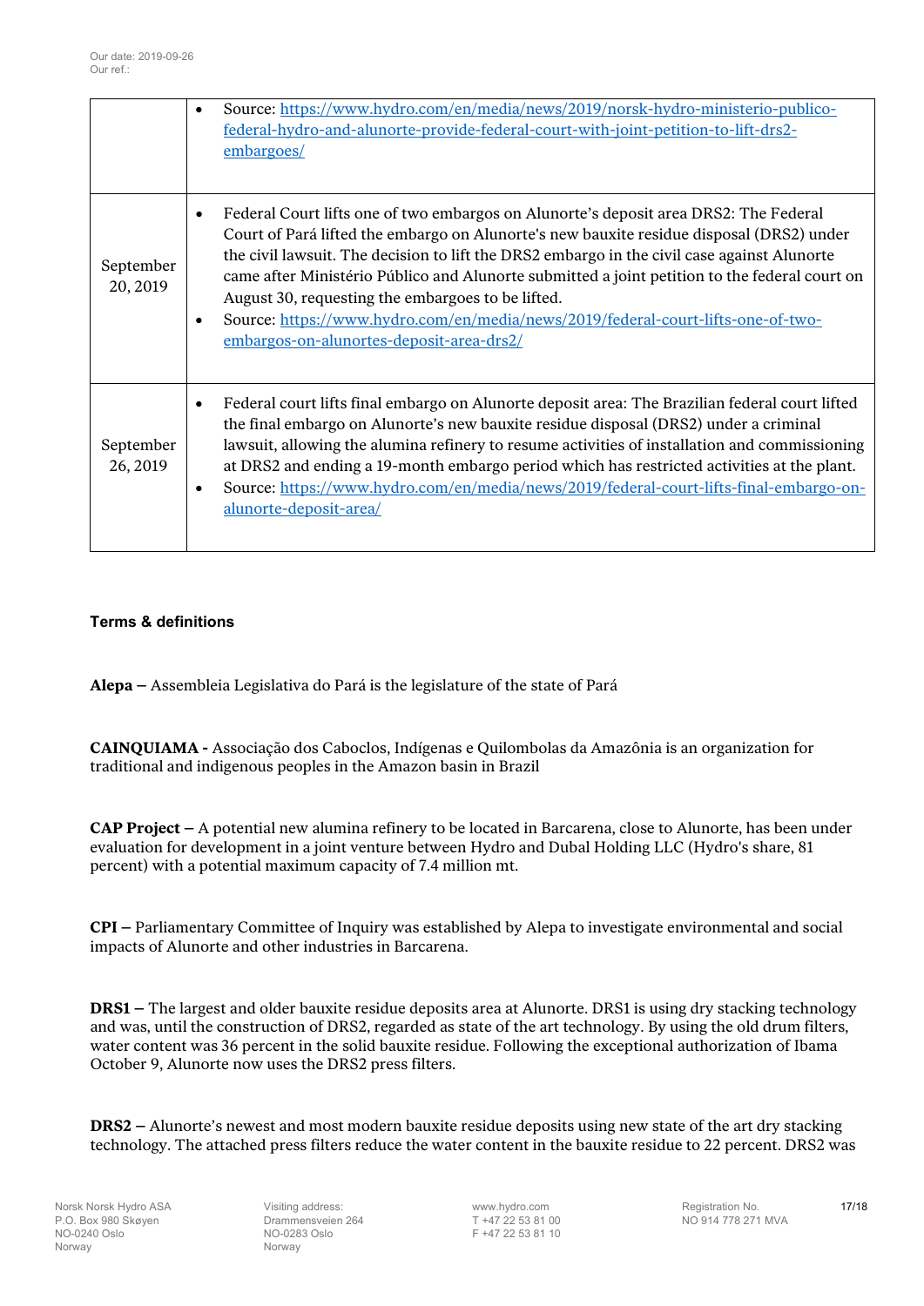| | |
|---|---|
| | • Source: [https://www.hydro.com/en/media/news/2019/norsk-hydro-ministerio-publico-federal-hydro-and-alunorte-provide-federal-court-with-joint-petition-to-lift-drs2-embargoes/](https://www.hydro.com/en/media/news/2019/norsk-hydro-ministerio-publico-federal-hydro-and-alunorte-provide-federal-court-with-joint-petition-to-lift-drs2-embargoes/) |
| September 20, 2019 | • Federal Court lifts one of two embargos on Alunorte's deposit area DRS2: The Federal Court of Pará lifted the embargo on Alunorte's new bauxite residue disposal (DRS2) under the civil lawsuit. The decision to lift the DRS2 embargo in the civil case against Alunorte came after Ministério Público and Alunorte submitted a joint petition to the federal court on August 30, requesting the embargoes to be lifted.<br>• Source: [https://www.hydro.com/en/media/news/2019/federal-court-lifts-one-of-two-embargos-on-alunortes-deposit-area-drs2/](https://www.hydro.com/en/media/news/2019/federal-court-lifts-one-of-two-embargos-on-alunortes-deposit-area-drs2/) |
| September 26, 2019 | • Federal court lifts final embargo on Alunorte deposit area: The Brazilian federal court lifted the final embargo on Alunorte's new bauxite residue disposal (DRS2) under a criminal lawsuit, allowing the alumina refinery to resume activities of installation and commissioning at DRS2 and ending a 19-month embargo period which has restricted activities at the plant.<br>• Source: [https://www.hydro.com/en/media/news/2019/federal-court-lifts-final-embargo-on-alunorte-deposit-area/](https://www.hydro.com/en/media/news/2019/federal-court-lifts-final-embargo-on-alunorte-deposit-area/) |

### Terms & definitions

**Alepa –** Assembleia Legislativa do Pará is the legislature of the state of Pará

**CAINQUIAMA -** Associação dos Caboclos, Indígenas e Quilombolas da Amazônia is an organization for traditional and indigenous peoples in the Amazon basin in Brazil

**CAP Project –** A potential new alumina refinery to be located in Barcarena, close to Alunorte, has been under evaluation for development in a joint venture between Hydro and Dubal Holding LLC (Hydro's share, 81 percent) with a potential maximum capacity of 7.4 million mt.

**CPI –** Parliamentary Committee of Inquiry was established by Alepa to investigate environmental and social impacts of Alunorte and other industries in Barcarena.

**DRS1 –** The largest and older bauxite residue deposits area at Alunorte. DRS1 is using dry stacking technology and was, until the construction of DRS2, regarded as state of the art technology. By using the old drum filters, water content was 36 percent in the solid bauxite residue. Following the exceptional authorization of Ibama October 9, Alunorte now uses the DRS2 press filters.

**DRS2 –** Alunorte's newest and most modern bauxite residue deposits using new state of the art dry stacking technology. The attached press filters reduce the water content in the bauxite residue to 22 percent. DRS2 was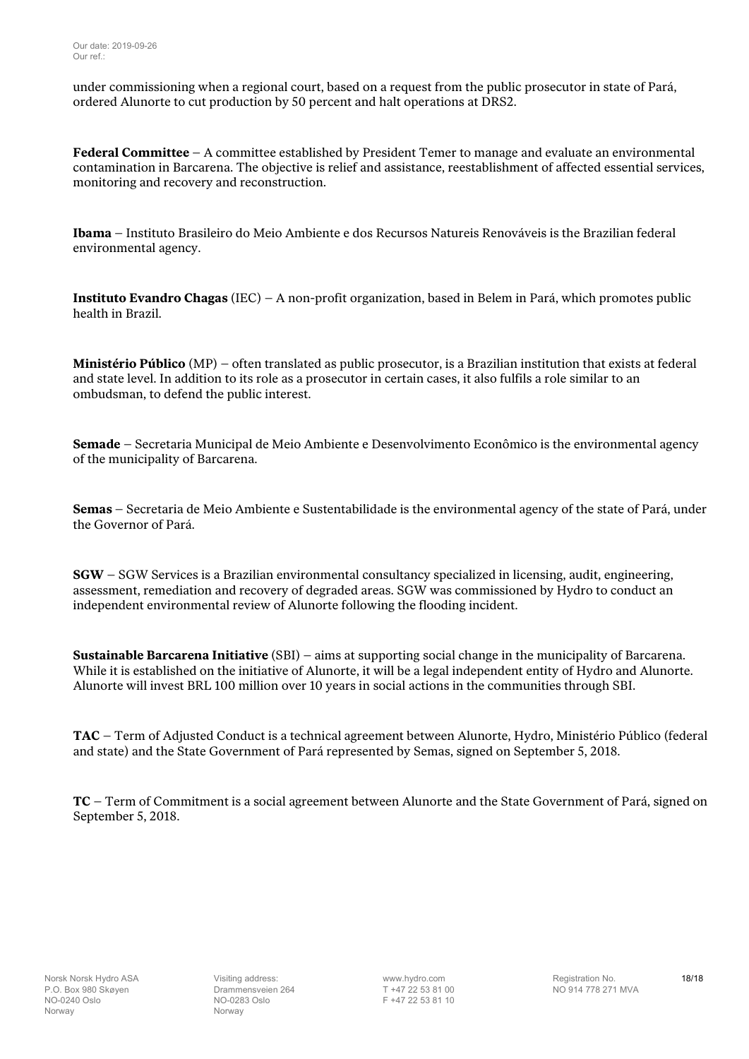under commissioning when a regional court, based on a request from the public prosecutor in state of Pará, ordered Alunorte to cut production by 50 percent and halt operations at DRS2.

**Federal Committee** – A committee established by President Temer to manage and evaluate an environmental contamination in Barcarena. The objective is relief and assistance, reestablishment of affected essential services, monitoring and recovery and reconstruction.

**Ibama** – Instituto Brasileiro do Meio Ambiente e dos Recursos Natureis Renováveis is the Brazilian federal environmental agency.

**Instituto Evandro Chagas** (IEC) – A non-profit organization, based in Belem in Pará, which promotes public health in Brazil.

**Ministério Público** (MP) – often translated as public prosecutor, is a Brazilian institution that exists at federal and state level. In addition to its role as a prosecutor in certain cases, it also fulfils a role similar to an ombudsman, to defend the public interest.

**Semade** – Secretaria Municipal de Meio Ambiente e Desenvolvimento Econômico is the environmental agency of the municipality of Barcarena.

**Semas** – Secretaria de Meio Ambiente e Sustentabilidade is the environmental agency of the state of Pará, under the Governor of Pará.

**SGW** – SGW Services is a Brazilian environmental consultancy specialized in licensing, audit, engineering, assessment, remediation and recovery of degraded areas. SGW was commissioned by Hydro to conduct an independent environmental review of Alunorte following the flooding incident.

**Sustainable Barcarena Initiative** (SBI) – aims at supporting social change in the municipality of Barcarena. While it is established on the initiative of Alunorte, it will be a legal independent entity of Hydro and Alunorte. Alunorte will invest BRL 100 million over 10 years in social actions in the communities through SBI.

**TAC** – Term of Adjusted Conduct is a technical agreement between Alunorte, Hydro, Ministério Público (federal and state) and the State Government of Pará represented by Semas, signed on September 5, 2018.

**TC** – Term of Commitment is a social agreement between Alunorte and the State Government of Pará, signed on September 5, 2018.